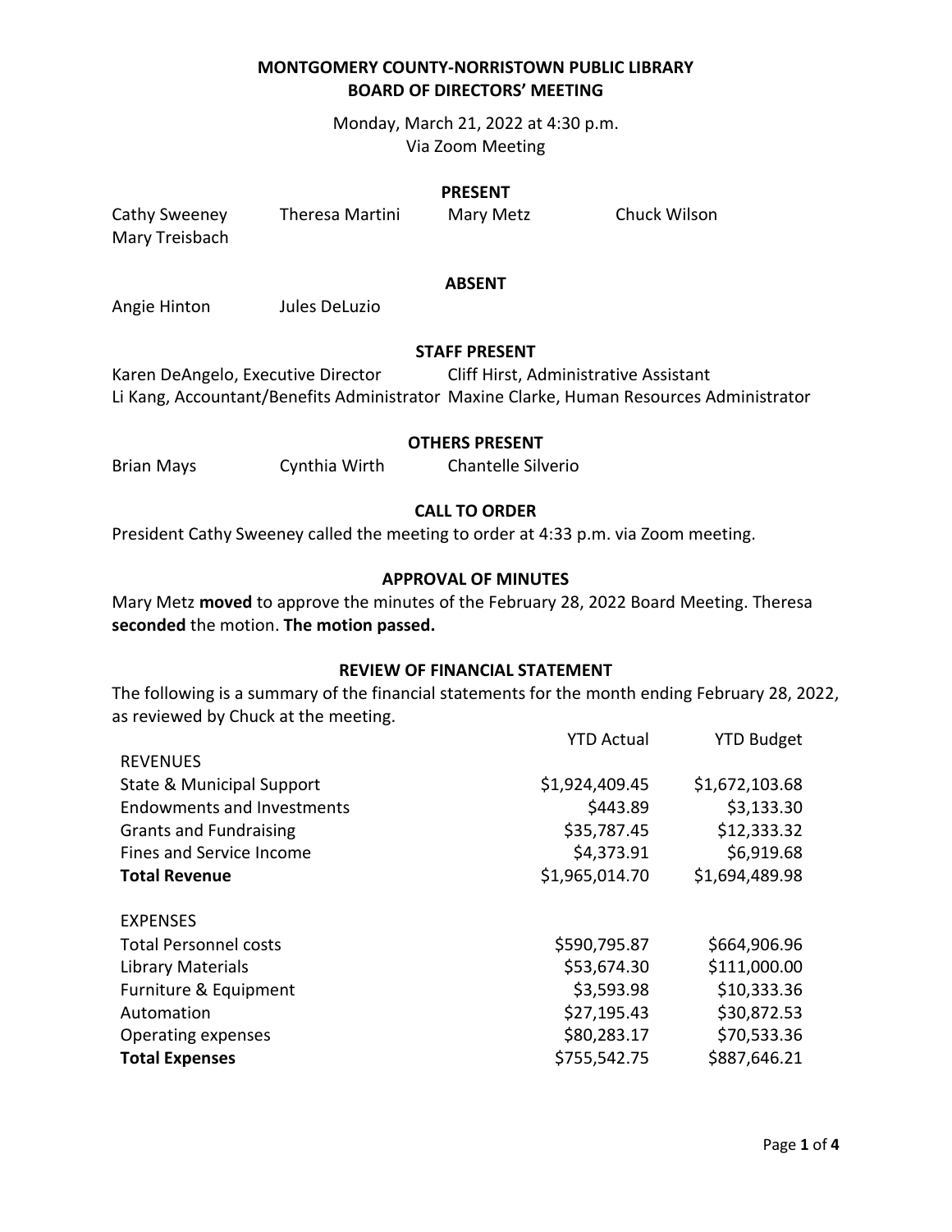**MONTGOMERY COUNTY-NORRISTOWN PUBLIC LIBRARY**
**BOARD OF DIRECTORS' MEETING**

Monday, March 21, 2022 at 4:30 p.m.
Via Zoom Meeting

## PRESENT

Cathy Sweeney, Theresa Martini, Mary Metz, Chuck Wilson, Mary Treisbach

## ABSENT

Angie Hinton, Jules DeLuzio

## STAFF PRESENT

Karen DeAngelo, Executive Director
Cliff Hirst, Administrative Assistant
Li Kang, Accountant/Benefits Administrator
Maxine Clarke, Human Resources Administrator

## OTHERS PRESENT

Brian Mays, Cynthia Wirth, Chantelle Silverio

## CALL TO ORDER

President Cathy Sweeney called the meeting to order at 4:33 p.m. via Zoom meeting.

## APPROVAL OF MINUTES

Mary Metz **moved** to approve the minutes of the February 28, 2022 Board Meeting. Theresa **seconded** the motion. **The motion passed.**

## REVIEW OF FINANCIAL STATEMENT

The following is a summary of the financial statements for the month ending February 28, 2022, as reviewed by Chuck at the meeting.

| | YTD Actual | YTD Budget |
|---|---|---|
| REVENUES | | |
| State & Municipal Support | $1,924,409.45 | $1,672,103.68 |
| Endowments and Investments | $443.89 | $3,133.30 |
| Grants and Fundraising | $35,787.45 | $12,333.32 |
| Fines and Service Income | $4,373.91 | $6,919.68 |
| **Total Revenue** | $1,965,014.70 | $1,694,489.98 |
| | | |
| EXPENSES | | |
| Total Personnel costs | $590,795.87 | $664,906.96 |
| Library Materials | $53,674.30 | $111,000.00 |
| Furniture & Equipment | $3,593.98 | $10,333.36 |
| Automation | $27,195.43 | $30,872.53 |
| Operating expenses | $80,283.17 | $70,533.36 |
| **Total Expenses** | $755,542.75 | $887,646.21 |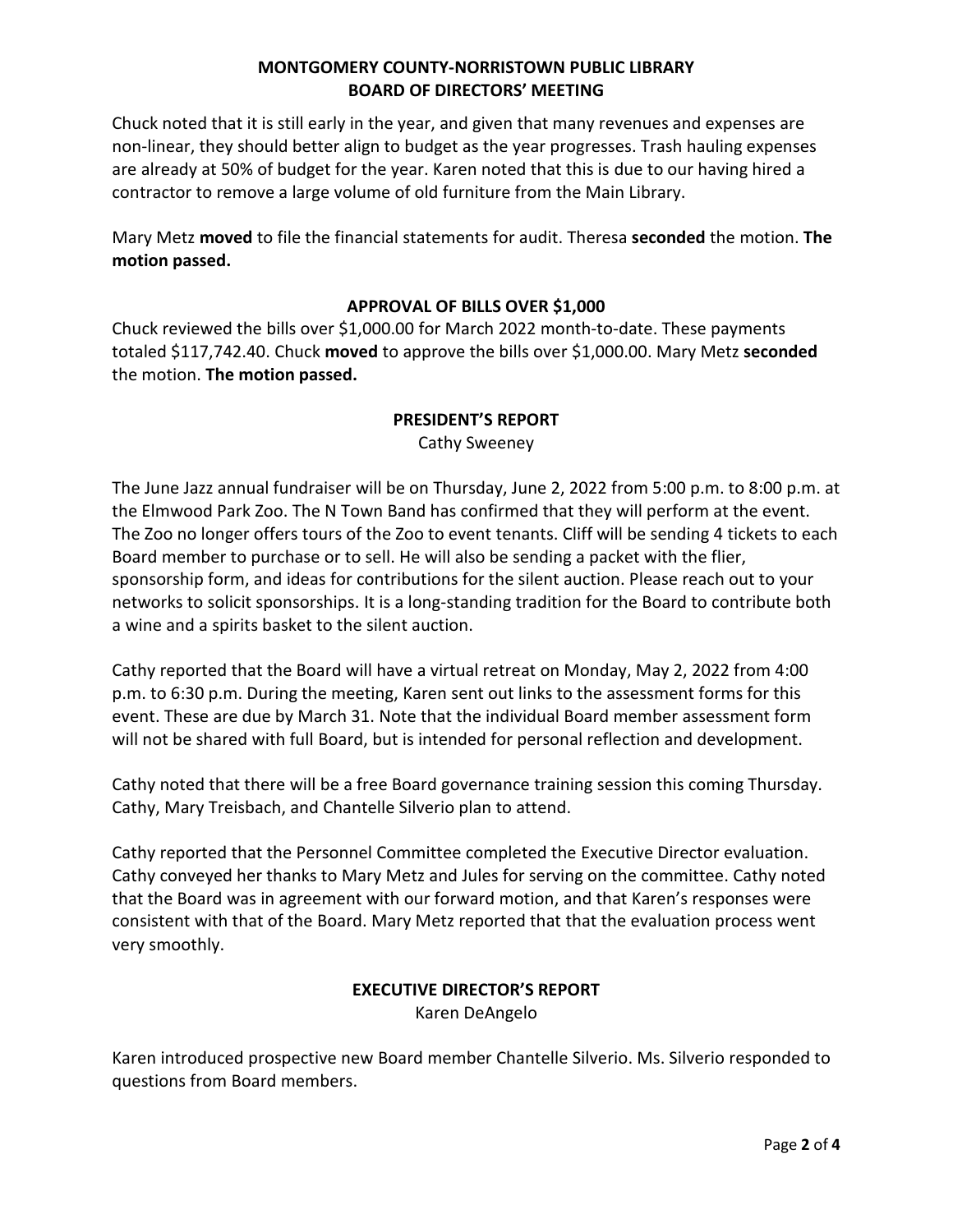**MONTGOMERY COUNTY-NORRISTOWN PUBLIC LIBRARY**
**BOARD OF DIRECTORS' MEETING**

Chuck noted that it is still early in the year, and given that many revenues and expenses are non-linear, they should better align to budget as the year progresses. Trash hauling expenses are already at 50% of budget for the year. Karen noted that this is due to our having hired a contractor to remove a large volume of old furniture from the Main Library.

Mary Metz **moved** to file the financial statements for audit. Theresa **seconded** the motion. **The motion passed.**

## APPROVAL OF BILLS OVER $1,000

Chuck reviewed the bills over $1,000.00 for March 2022 month-to-date. These payments totaled $117,742.40. Chuck **moved** to approve the bills over $1,000.00. Mary Metz **seconded** the motion. **The motion passed.**

## PRESIDENT'S REPORT

Cathy Sweeney

The June Jazz annual fundraiser will be on Thursday, June 2, 2022 from 5:00 p.m. to 8:00 p.m. at the Elmwood Park Zoo. The N Town Band has confirmed that they will perform at the event. The Zoo no longer offers tours of the Zoo to event tenants. Cliff will be sending 4 tickets to each Board member to purchase or to sell. He will also be sending a packet with the flier, sponsorship form, and ideas for contributions for the silent auction. Please reach out to your networks to solicit sponsorships. It is a long-standing tradition for the Board to contribute both a wine and a spirits basket to the silent auction.

Cathy reported that the Board will have a virtual retreat on Monday, May 2, 2022 from 4:00 p.m. to 6:30 p.m. During the meeting, Karen sent out links to the assessment forms for this event. These are due by March 31. Note that the individual Board member assessment form will not be shared with full Board, but is intended for personal reflection and development.

Cathy noted that there will be a free Board governance training session this coming Thursday. Cathy, Mary Treisbach, and Chantelle Silverio plan to attend.

Cathy reported that the Personnel Committee completed the Executive Director evaluation. Cathy conveyed her thanks to Mary Metz and Jules for serving on the committee. Cathy noted that the Board was in agreement with our forward motion, and that Karen's responses were consistent with that of the Board. Mary Metz reported that that the evaluation process went very smoothly.

## EXECUTIVE DIRECTOR'S REPORT

Karen DeAngelo

Karen introduced prospective new Board member Chantelle Silverio. Ms. Silverio responded to questions from Board members.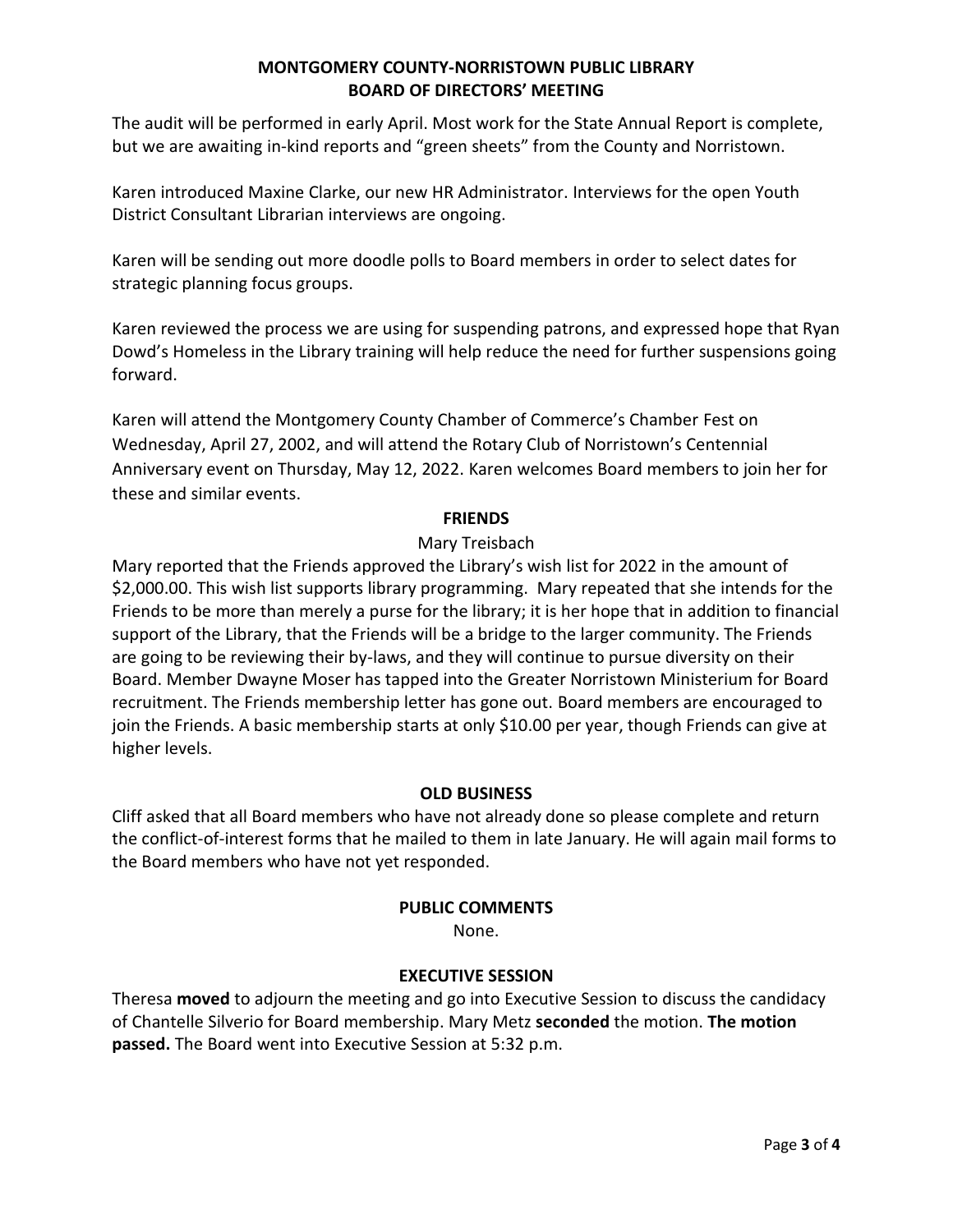The audit will be performed in early April. Most work for the State Annual Report is complete, but we are awaiting in-kind reports and "green sheets" from the County and Norristown.

Karen introduced Maxine Clarke, our new HR Administrator. Interviews for the open Youth District Consultant Librarian interviews are ongoing.

Karen will be sending out more doodle polls to Board members in order to select dates for strategic planning focus groups.

Karen reviewed the process we are using for suspending patrons, and expressed hope that Ryan Dowd's Homeless in the Library training will help reduce the need for further suspensions going forward.

Karen will attend the Montgomery County Chamber of Commerce's Chamber Fest on Wednesday, April 27, 2002, and will attend the Rotary Club of Norristown's Centennial Anniversary event on Thursday, May 12, 2022. Karen welcomes Board members to join her for these and similar events.

## FRIENDS

Mary Treisbach

Mary reported that the Friends approved the Library's wish list for 2022 in the amount of $2,000.00. This wish list supports library programming. Mary repeated that she intends for the Friends to be more than merely a purse for the library; it is her hope that in addition to financial support of the Library, that the Friends will be a bridge to the larger community. The Friends are going to be reviewing their by-laws, and they will continue to pursue diversity on their Board. Member Dwayne Moser has tapped into the Greater Norristown Ministerium for Board recruitment. The Friends membership letter has gone out. Board members are encouraged to join the Friends. A basic membership starts at only $10.00 per year, though Friends can give at higher levels.

## OLD BUSINESS

Cliff asked that all Board members who have not already done so please complete and return the conflict-of-interest forms that he mailed to them in late January. He will again mail forms to the Board members who have not yet responded.

## PUBLIC COMMENTS

None.

## EXECUTIVE SESSION

Theresa **moved** to adjourn the meeting and go into Executive Session to discuss the candidacy of Chantelle Silverio for Board membership. Mary Metz **seconded** the motion. **The motion passed.** The Board went into Executive Session at 5:32 p.m.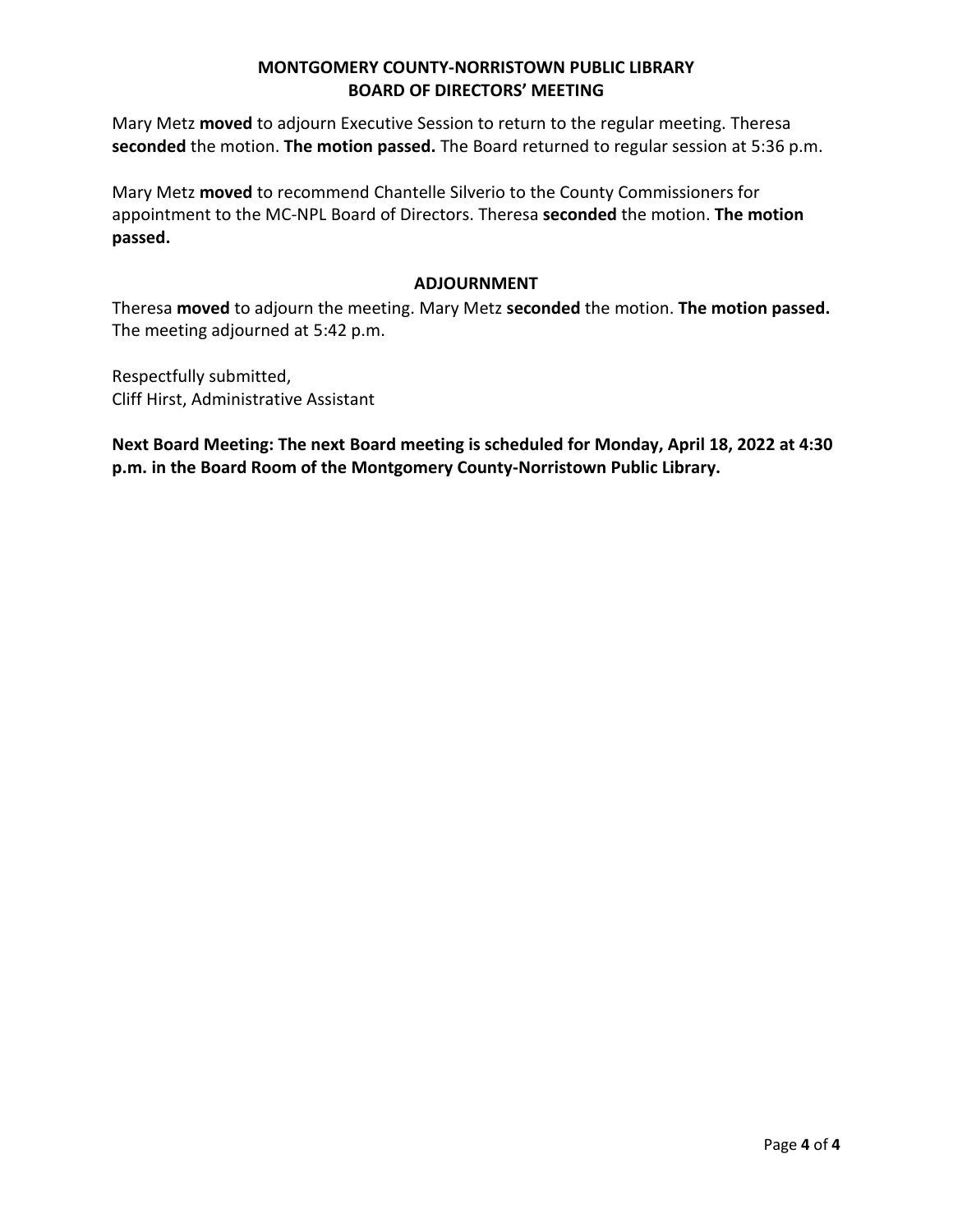Mary Metz **moved** to adjourn Executive Session to return to the regular meeting. Theresa **seconded** the motion. **The motion passed.** The Board returned to regular session at 5:36 p.m.

Mary Metz **moved** to recommend Chantelle Silverio to the County Commissioners for appointment to the MC-NPL Board of Directors. Theresa **seconded** the motion. **The motion passed.**

## ADJOURNMENT

Theresa **moved** to adjourn the meeting. Mary Metz **seconded** the motion. **The motion passed.** The meeting adjourned at 5:42 p.m.

Respectfully submitted,
Cliff Hirst, Administrative Assistant

**Next Board Meeting: The next Board meeting is scheduled for Monday, April 18, 2022 at 4:30 p.m. in the Board Room of the Montgomery County-Norristown Public Library.**